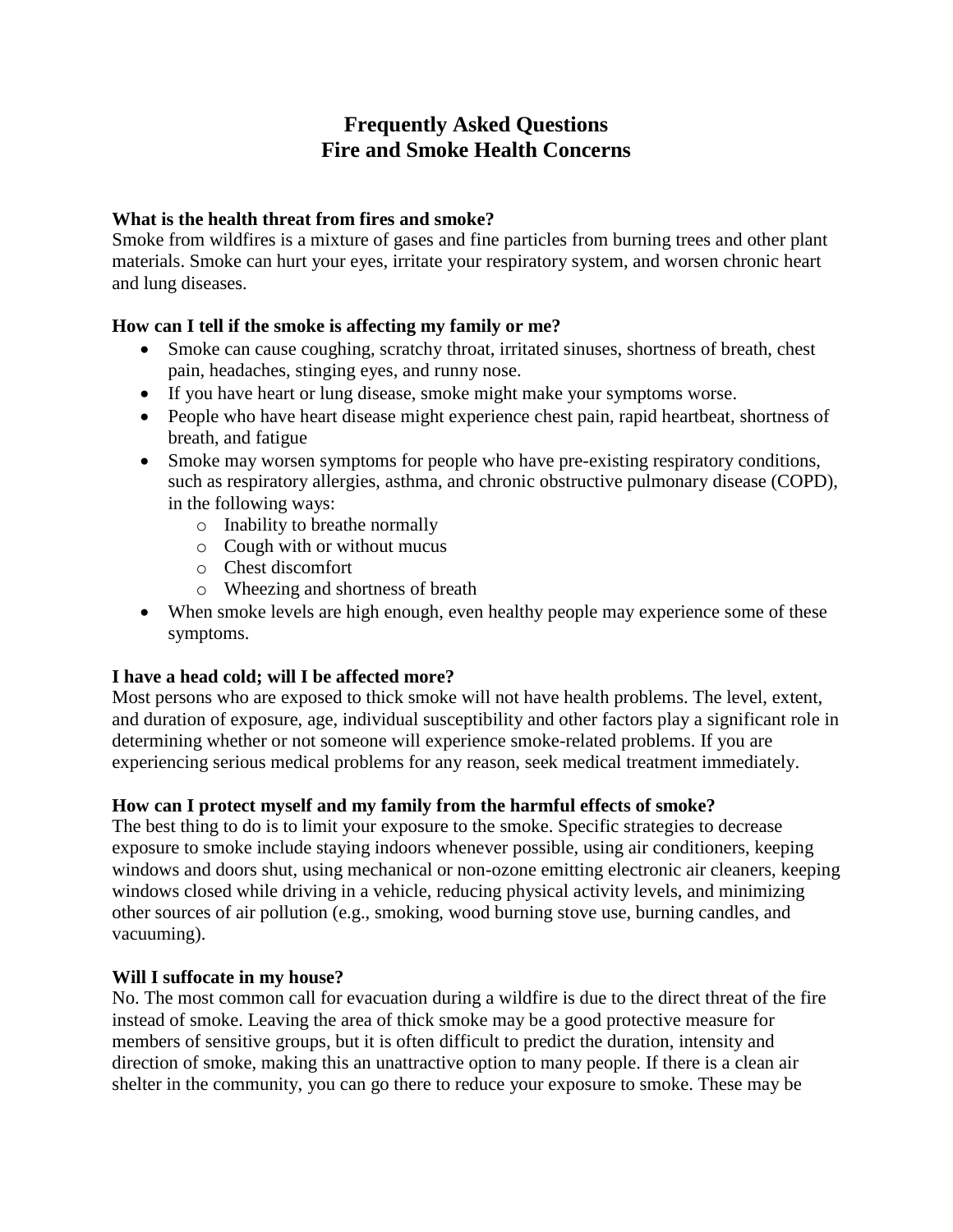# Frequently Asked Questions
# Fire and Smoke Health Concerns

**What is the health threat from fires and smoke?**
Smoke from wildfires is a mixture of gases and fine particles from burning trees and other plant materials. Smoke can hurt your eyes, irritate your respiratory system, and worsen chronic heart and lung diseases.

**How can I tell if the smoke is affecting my family or me?**

- Smoke can cause coughing, scratchy throat, irritated sinuses, shortness of breath, chest pain, headaches, stinging eyes, and runny nose.
- If you have heart or lung disease, smoke might make your symptoms worse.
- People who have heart disease might experience chest pain, rapid heartbeat, shortness of breath, and fatigue
- Smoke may worsen symptoms for people who have pre-existing respiratory conditions, such as respiratory allergies, asthma, and chronic obstructive pulmonary disease (COPD), in the following ways:
  - Inability to breathe normally
  - Cough with or without mucus
  - Chest discomfort
  - Wheezing and shortness of breath
- When smoke levels are high enough, even healthy people may experience some of these symptoms.

**I have a head cold; will I be affected more?**
Most persons who are exposed to thick smoke will not have health problems. The level, extent, and duration of exposure, age, individual susceptibility and other factors play a significant role in determining whether or not someone will experience smoke-related problems. If you are experiencing serious medical problems for any reason, seek medical treatment immediately.

**How can I protect myself and my family from the harmful effects of smoke?**
The best thing to do is to limit your exposure to the smoke. Specific strategies to decrease exposure to smoke include staying indoors whenever possible, using air conditioners, keeping windows and doors shut, using mechanical or non-ozone emitting electronic air cleaners, keeping windows closed while driving in a vehicle, reducing physical activity levels, and minimizing other sources of air pollution (e.g., smoking, wood burning stove use, burning candles, and vacuuming).

**Will I suffocate in my house?**
No. The most common call for evacuation during a wildfire is due to the direct threat of the fire instead of smoke. Leaving the area of thick smoke may be a good protective measure for members of sensitive groups, but it is often difficult to predict the duration, intensity and direction of smoke, making this an unattractive option to many people. If there is a clean air shelter in the community, you can go there to reduce your exposure to smoke. These may be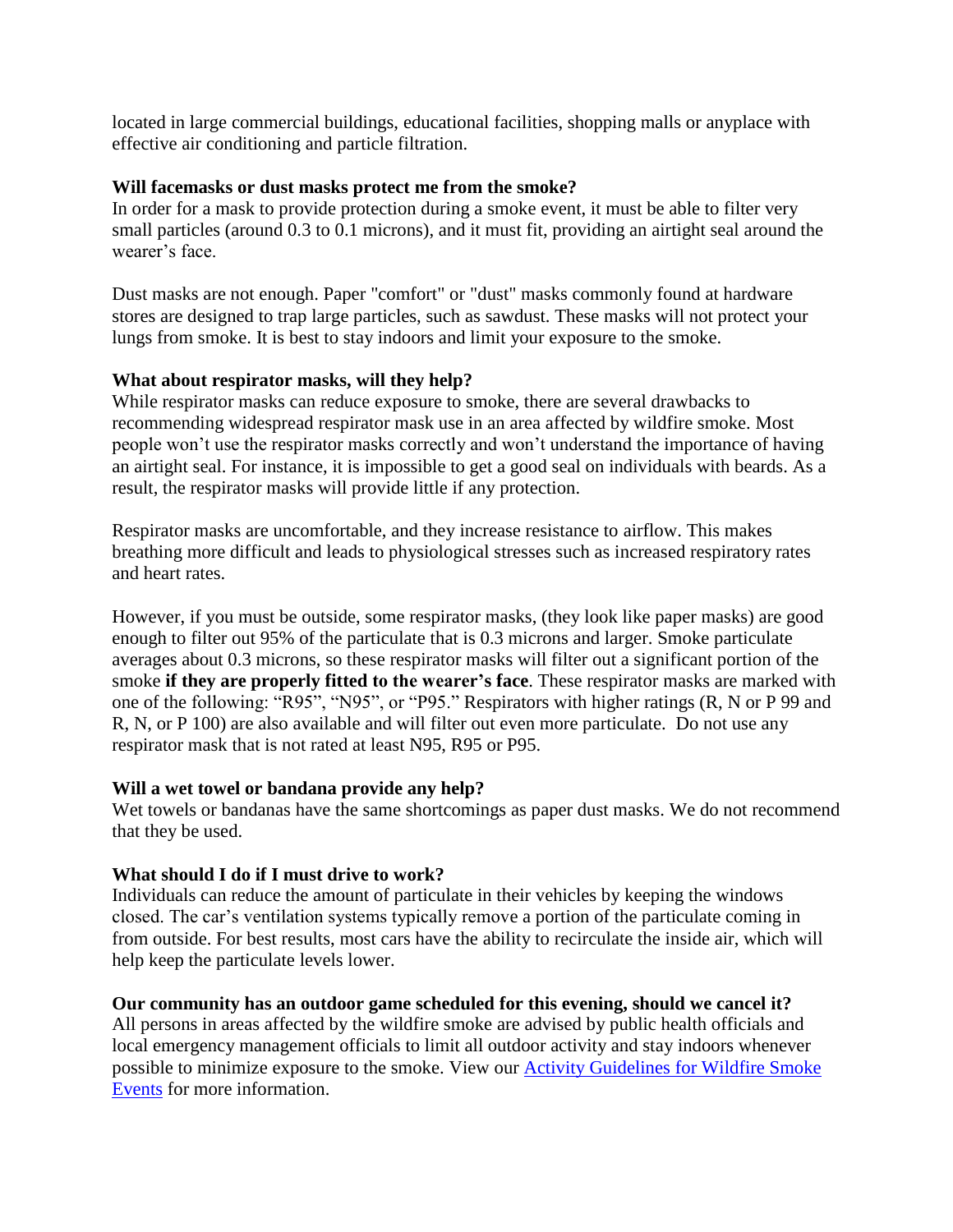located in large commercial buildings, educational facilities, shopping malls or anyplace with effective air conditioning and particle filtration.

**Will facemasks or dust masks protect me from the smoke?**

In order for a mask to provide protection during a smoke event, it must be able to filter very small particles (around 0.3 to 0.1 microns), and it must fit, providing an airtight seal around the wearer's face.

Dust masks are not enough. Paper "comfort" or "dust" masks commonly found at hardware stores are designed to trap large particles, such as sawdust. These masks will not protect your lungs from smoke. It is best to stay indoors and limit your exposure to the smoke.

**What about respirator masks, will they help?**

While respirator masks can reduce exposure to smoke, there are several drawbacks to recommending widespread respirator mask use in an area affected by wildfire smoke. Most people won't use the respirator masks correctly and won't understand the importance of having an airtight seal. For instance, it is impossible to get a good seal on individuals with beards. As a result, the respirator masks will provide little if any protection.

Respirator masks are uncomfortable, and they increase resistance to airflow. This makes breathing more difficult and leads to physiological stresses such as increased respiratory rates and heart rates.

However, if you must be outside, some respirator masks, (they look like paper masks) are good enough to filter out 95% of the particulate that is 0.3 microns and larger. Smoke particulate averages about 0.3 microns, so these respirator masks will filter out a significant portion of the smoke **if they are properly fitted to the wearer's face**. These respirator masks are marked with one of the following: "R95", "N95", or "P95." Respirators with higher ratings (R, N or P 99 and R, N, or P 100) are also available and will filter out even more particulate. Do not use any respirator mask that is not rated at least N95, R95 or P95.

**Will a wet towel or bandana provide any help?**

Wet towels or bandanas have the same shortcomings as paper dust masks. We do not recommend that they be used.

**What should I do if I must drive to work?**

Individuals can reduce the amount of particulate in their vehicles by keeping the windows closed. The car's ventilation systems typically remove a portion of the particulate coming in from outside. For best results, most cars have the ability to recirculate the inside air, which will help keep the particulate levels lower.

**Our community has an outdoor game scheduled for this evening, should we cancel it?**

All persons in areas affected by the wildfire smoke are advised by public health officials and local emergency management officials to limit all outdoor activity and stay indoors whenever possible to minimize exposure to the smoke. View our Activity Guidelines for Wildfire Smoke Events for more information.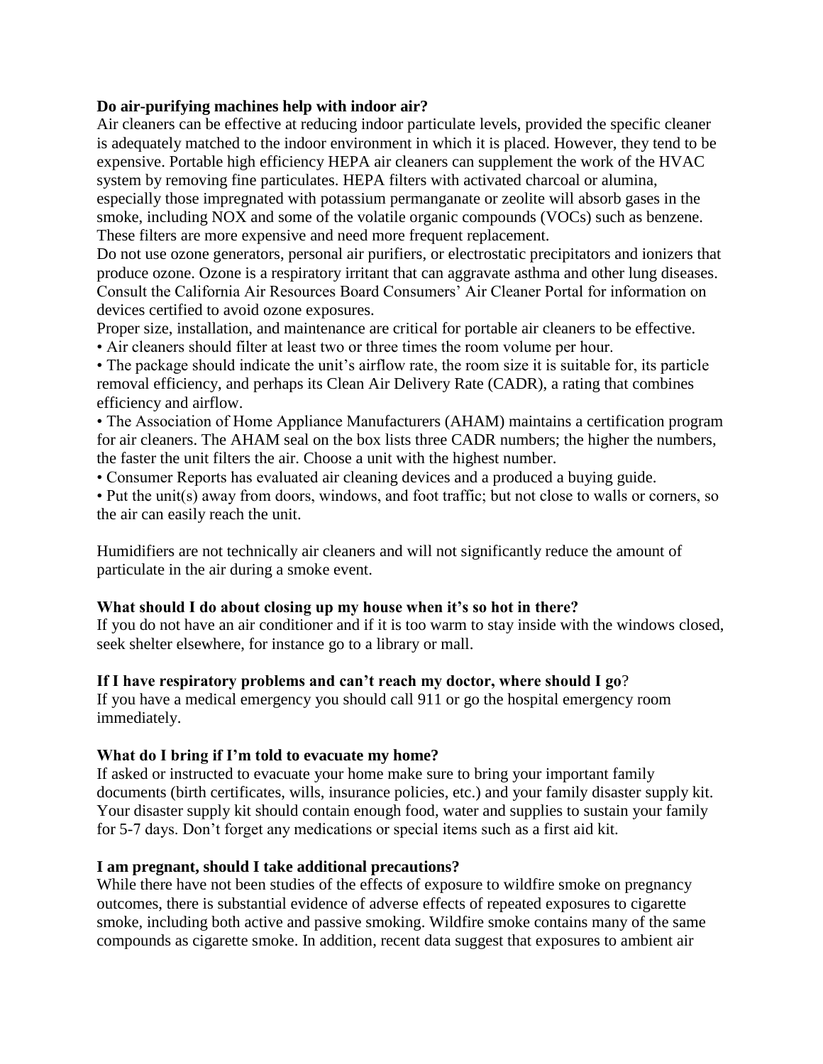**Do air-purifying machines help with indoor air?**

Air cleaners can be effective at reducing indoor particulate levels, provided the specific cleaner is adequately matched to the indoor environment in which it is placed. However, they tend to be expensive. Portable high efficiency HEPA air cleaners can supplement the work of the HVAC system by removing fine particulates. HEPA filters with activated charcoal or alumina, especially those impregnated with potassium permanganate or zeolite will absorb gases in the smoke, including NOX and some of the volatile organic compounds (VOCs) such as benzene. These filters are more expensive and need more frequent replacement.

Do not use ozone generators, personal air purifiers, or electrostatic precipitators and ionizers that produce ozone. Ozone is a respiratory irritant that can aggravate asthma and other lung diseases. Consult the California Air Resources Board Consumers' Air Cleaner Portal for information on devices certified to avoid ozone exposures.

Proper size, installation, and maintenance are critical for portable air cleaners to be effective.

- Air cleaners should filter at least two or three times the room volume per hour.
- The package should indicate the unit's airflow rate, the room size it is suitable for, its particle removal efficiency, and perhaps its Clean Air Delivery Rate (CADR), a rating that combines efficiency and airflow.
- The Association of Home Appliance Manufacturers (AHAM) maintains a certification program for air cleaners. The AHAM seal on the box lists three CADR numbers; the higher the numbers, the faster the unit filters the air. Choose a unit with the highest number.
- Consumer Reports has evaluated air cleaning devices and a produced a buying guide.
- Put the unit(s) away from doors, windows, and foot traffic; but not close to walls or corners, so the air can easily reach the unit.

Humidifiers are not technically air cleaners and will not significantly reduce the amount of particulate in the air during a smoke event.

**What should I do about closing up my house when it's so hot in there?**

If you do not have an air conditioner and if it is too warm to stay inside with the windows closed, seek shelter elsewhere, for instance go to a library or mall.

**If I have respiratory problems and can't reach my doctor, where should I go?**

If you have a medical emergency you should call 911 or go the hospital emergency room immediately.

**What do I bring if I'm told to evacuate my home?**

If asked or instructed to evacuate your home make sure to bring your important family documents (birth certificates, wills, insurance policies, etc.) and your family disaster supply kit. Your disaster supply kit should contain enough food, water and supplies to sustain your family for 5-7 days. Don't forget any medications or special items such as a first aid kit.

**I am pregnant, should I take additional precautions?**

While there have not been studies of the effects of exposure to wildfire smoke on pregnancy outcomes, there is substantial evidence of adverse effects of repeated exposures to cigarette smoke, including both active and passive smoking. Wildfire smoke contains many of the same compounds as cigarette smoke. In addition, recent data suggest that exposures to ambient air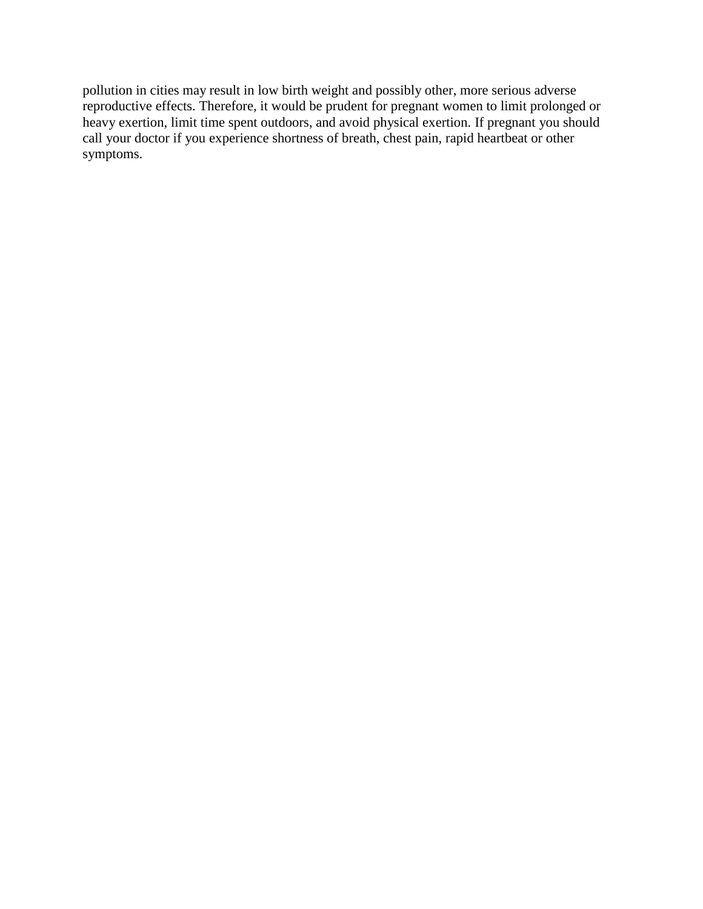pollution in cities may result in low birth weight and possibly other, more serious adverse reproductive effects. Therefore, it would be prudent for pregnant women to limit prolonged or heavy exertion, limit time spent outdoors, and avoid physical exertion. If pregnant you should call your doctor if you experience shortness of breath, chest pain, rapid heartbeat or other symptoms.